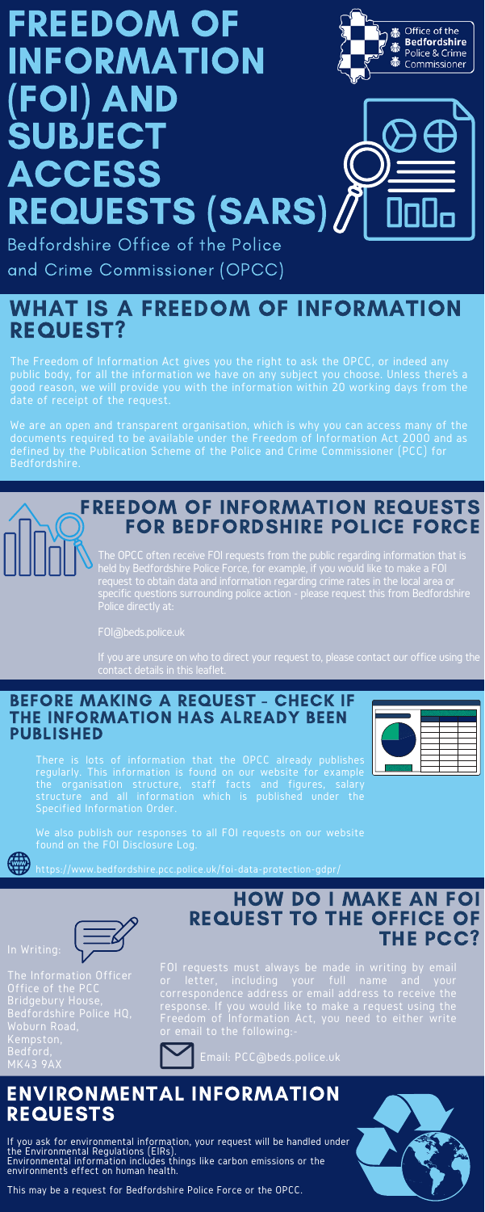# FREEDOM OF INFORMATION (FOI) AND SUBJECT ACCESS REQUESTS (SARS)

Office of the Bedfordshire Police & Crime Commissioner

Bedfordshire Office of the Police and Crime Commissioner (OPCC)

## WHAT IS A FREEDOM OF INFORMATION REQUEST?

The Freedom of Information Act gives you the right to ask the OPCC, or indeed any public body, for all the information we have on any subject you choose. Unless there's a good reason, we will provide you with the information within 20 working days from the date of receipt of the request.

We are an open and transparent organisation, which is why you can access many of the documents required to be available under the Freedom of Information Act 2000 and as defined by the Publication Scheme of the Police and Crime Commissioner (PCC) for Bedfordshire.

## FREEDOM OF INFORMATION REQUESTS FOR BEDFORDSHIRE POLICE FORCE

The OPCC often receive FOI requests from the public regarding information that is held by Bedfordshire Police Force, for example, if you would like to make a FOI request to obtain data and information regarding crime rates in the local area or specific questions surrounding police action - please request this from Bedfordshire Police directly at:

FOI@beds.police.uk

If you are unsure on who to direct your request to, please contact our office using the contact details in this leaflet.

## BEFORE MAKING A REQUEST - CHECK IF THE INFORMATION HAS ALREADY BEEN PUBLISHED

There is lots of information that the OPCC already publishes regularly. This information is found on our website for example the organisation structure, staff facts and figures, salary structure and all information which is published under the Specified Information Order.

We also publish our responses to all FOI requests on our website found on the FOI Disclosure Log.

https://www.bedfordshire.pcc.police.uk/foi-data-protection-gdpr/

## HOW DO I MAKE AN FOI REQUEST TO THE OFFICE OF THE PCC?

FOI requests must always be made in writing by email or letter, including your full name and your correspondence address or email address to receive the response. If you would like to make a request using the Freedom of Information Act, you need to either write or email to the following:-

In Writing:

The Information Officer
Office of the PCC
Bridgebury House,
Bedfordshire Police HQ,
Woburn Road,
Kempston,
Bedford,
MK43 9AX

Email: PCC@beds.police.uk

## ENVIRONMENTAL INFORMATION REQUESTS

If you ask for environmental information, your request will be handled under the Environmental Regulations (EIRs).
Environmental information includes things like carbon emissions or the environment's effect on human health.

This may be a request for Bedfordshire Police Force or the OPCC.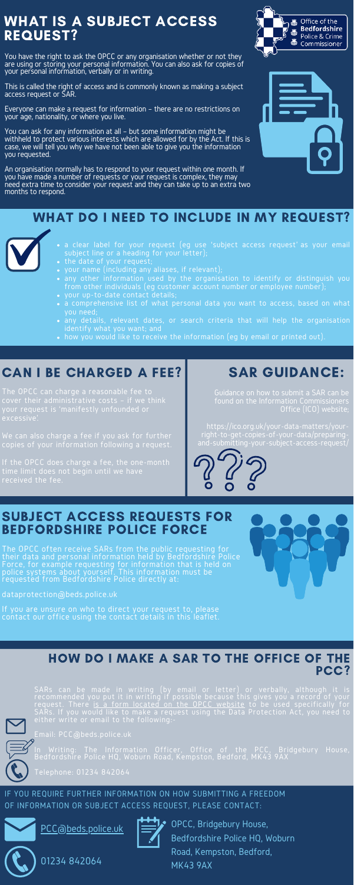# WHAT IS A SUBJECT ACCESS REQUEST?

You have the right to ask the OPCC or any organisation whether or not they are using or storing your personal information. You can also ask for copies of your personal information, verbally or in writing.

This is called the right of access and is commonly known as making a subject access request or SAR.

Everyone can make a request for information – there are no restrictions on your age, nationality, or where you live.

You can ask for any information at all – but some information might be withheld to protect various interests which are allowed for by the Act. If this is case, we will tell you why we have not been able to give you the information you requested.

An organisation normally has to respond to your request within one month. If you have made a number of requests or your request is complex, they may need extra time to consider your request and they can take up to an extra two months to respond.

# WHAT DO I NEED TO INCLUDE IN MY REQUEST?

- a clear label for your request (eg use 'subject access request' as your email subject line or a heading for your letter);
- the date of your request;
- your name (including any aliases, if relevant);
- any other information used by the organisation to identify or distinguish you from other individuals (eg customer account number or employee number);
- your up-to-date contact details;
- a comprehensive list of what personal data you want to access, based on what you need;
- any details, relevant dates, or search criteria that will help the organisation identify what you want; and
- how you would like to receive the information (eg by email or printed out).

# CAN I BE CHARGED A FEE?

The OPCC can charge a reasonable fee to cover their administrative costs – if we think your request is 'manifestly unfounded or excessive'.

We can also charge a fee if you ask for further copies of your information following a request.

If the OPCC does charge a fee, the one-month time limit does not begin until we have received the fee.

# SAR GUIDANCE:

Guidance on how to submit a SAR can be found on the Information Commissioners Office (ICO) website;

https://ico.org.uk/your-data-matters/your-right-to-get-copies-of-your-data/preparing-and-submitting-your-subject-access-request/

# SUBJECT ACCESS REQUESTS FOR BEDFORDSHIRE POLICE FORCE

The OPCC often receive SARs from the public requesting for their data and personal information held by Bedfordshire Police Force, for example requesting for information that is held on police systems about yourself. This information must be requested from Bedfordshire Police directly at:

dataprotection@beds.police.uk

If you are unsure on who to direct your request to, please contact our office using the contact details in this leaflet.

# HOW DO I MAKE A SAR TO THE OFFICE OF THE PCC?

SARs can be made in writing (by email or letter) or verbally, although it is recommended you put it in writing if possible because this gives you a record of your request. There is a form located on the OPCC website to be used specifically for SARs. If you would like to make a request using the Data Protection Act, you need to either write or email to the following:-

Email: PCC@beds.police.uk

In Writing: The Information Officer, Office of the PCC, Bridgebury House, Bedfordshire Police HQ, Woburn Road, Kempston, Bedford, MK43 9AX

Telephone: 01234 842064

IF YOU REQUIRE FURTHER INFORMATION ON HOW SUBMITTING A FREEDOM OF INFORMATION OR SUBJECT ACCESS REQUEST, PLEASE CONTACT:

PCC@beds.police.uk

01234 842064

OPCC, Bridgebury House, Bedfordshire Police HQ, Woburn Road, Kempston, Bedford, MK43 9AX